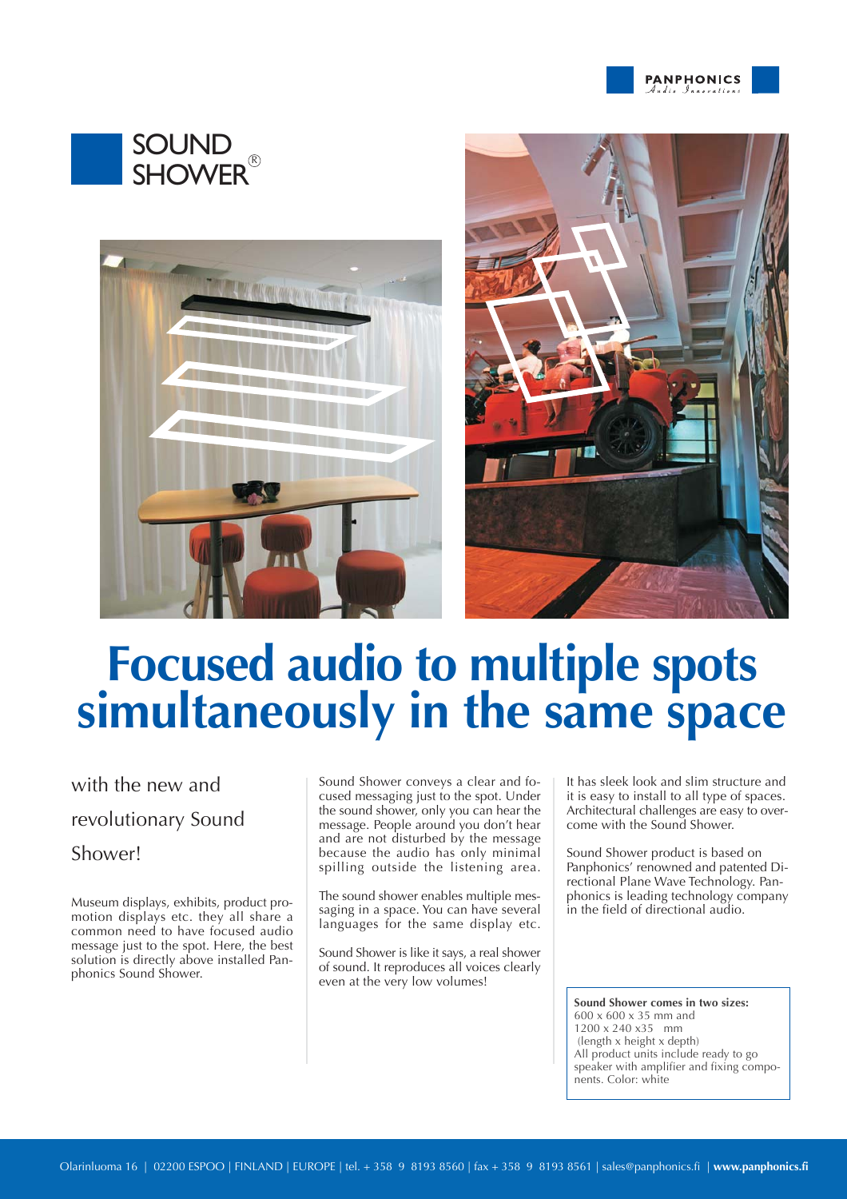PANPHONICS
Audio Innovations

# SOUND SHOWER®

# Focused audio to multiple spots simultaneously in the same space

## with the new and revolutionary Sound Shower!

Museum displays, exhibits, product promotion displays etc. they all share a common need to have focused audio message just to the spot. Here, the best solution is directly above installed Panphonics Sound Shower.

Sound Shower conveys a clear and focused messaging just to the spot. Under the sound shower, only you can hear the message. People around you don't hear and are not disturbed by the message because the audio has only minimal spilling outside the listening area.

The sound shower enables multiple messaging in a space. You can have several languages for the same display etc.

Sound Shower is like it says, a real shower of sound. It reproduces all voices clearly even at the very low volumes!

It has sleek look and slim structure and it is easy to install to all type of spaces. Architectural challenges are easy to overcome with the Sound Shower.

Sound Shower product is based on Panphonics' renowned and patented Directional Plane Wave Technology. Panphonics is leading technology company in the field of directional audio.

**Sound Shower comes in two sizes:**
600 x 600 x 35 mm and
1200 x 240 x35 mm
(length x height x depth)
All product units include ready to go speaker with amplifier and fixing components. Color: white

Olarinluoma 16 | 02200 ESPOO | FINLAND | EUROPE | tel. + 358 9 8193 8560 | fax + 358 9 8193 8561 | sales@panphonics.fi | **www.panphonics.fi**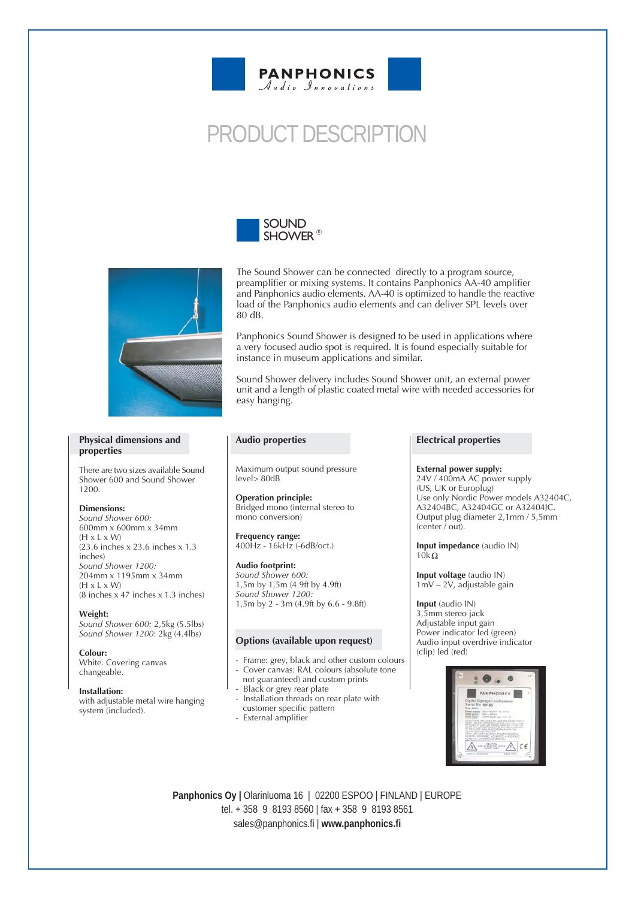PANPHONICS
Audio Innovations

# PRODUCT DESCRIPTION

## SOUND SHOWER®

The Sound Shower can be connected directly to a program source, preamplifier or mixing systems. It contains Panphonics AA-40 amplifier and Panphonics audio elements. AA-40 is optimized to handle the reactive load of the Panphonics audio elements and can deliver SPL levels over 80 dB.

Panphonics Sound Shower is designed to be used in applications where a very focused audio spot is required. It is found especially suitable for instance in museum applications and similar.

Sound Shower delivery includes Sound Shower unit, an external power unit and a length of plastic coated metal wire with needed accessories for easy hanging.

### Physical dimensions and properties

There are two sizes available Sound Shower 600 and Sound Shower 1200.

**Dimensions:**
*Sound Shower 600:*
600mm x 600mm x 34mm
(H x L x W)
(23.6 inches x 23.6 inches x 1.3 inches)
*Sound Shower 1200:*
204mm x 1195mm x 34mm
(H x L x W)
(8 inches x 47 inches x 1.3 inches)

**Weight:**
*Sound Shower 600:* 2,5kg (5.5lbs)
*Sound Shower 1200*: 2kg (4.4lbs)

**Colour:**
White. Covering canvas changeable.

**Installation:**
with adjustable metal wire hanging system (included).

### Audio properties

Maximum output sound pressure level> 80dB

**Operation principle:**
Bridged mono (internal stereo to mono conversion)

**Frequency range:**
400Hz - 16kHz (-6dB/oct.)

**Audio footprint:**
*Sound Shower 600:*
1,5m by 1,5m (4.9ft by 4.9ft)
*Sound Shower 1200:*
1,5m by 2 - 3m (4.9ft by 6.6 - 9.8ft)

### Options (available upon request)

- Frame: grey, black and other custom colours
- Cover canvas: RAL colours (absolute tone not guaranteed) and custom prints
- Black or grey rear plate
- Installation threads on rear plate with customer specific pattern
- External amplifier

### Electrical properties

**External power supply:**
24V / 400mA AC power supply
(US, UK or Europlug)
Use only Nordic Power models A32404C, A32404BC, A32404GC or A32404JC.
Output plug diameter 2,1mm / 5,5mm (center / out).

**Input impedance** (audio IN)
10kΩ

**Input voltage** (audio IN)
1mV – 2V, adjustable gain

**Input** (audio IN)
3,5mm stereo jack
Adjustable input gain
Power indicator led (green)
Audio input overdrive indicator (clip) led (red)

**Panphonics Oy |** Olarinluoma 16 | 02200 ESPOO | FINLAND | EUROPE
tel. + 358 9 8193 8560 | fax + 358 9 8193 8561
sales@panphonics.fi | **www.panphonics.fi**